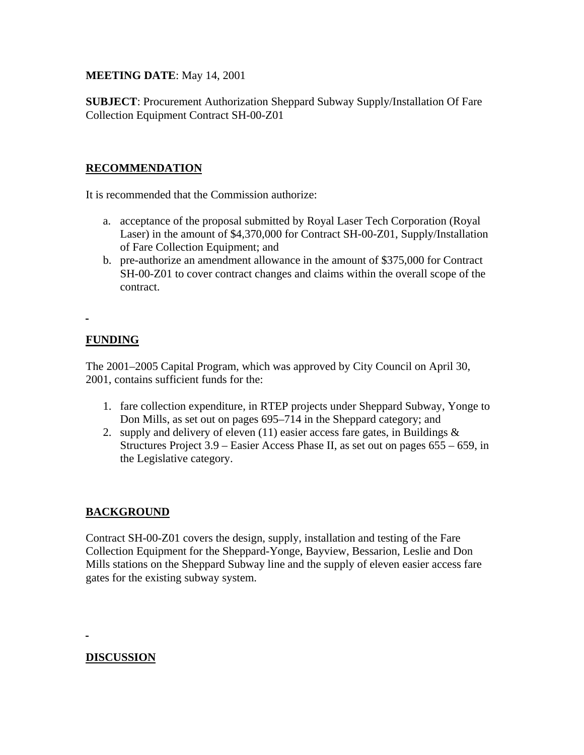**MEETING DATE**: May 14, 2001

**SUBJECT**: Procurement Authorization Sheppard Subway Supply/Installation Of Fare Collection Equipment Contract SH-00-Z01

## RECOMMENDATION

It is recommended that the Commission authorize:

a. acceptance of the proposal submitted by Royal Laser Tech Corporation (Royal Laser) in the amount of $4,370,000 for Contract SH-00-Z01, Supply/Installation of Fare Collection Equipment; and
b. pre-authorize an amendment allowance in the amount of $375,000 for Contract SH-00-Z01 to cover contract changes and claims within the overall scope of the contract.

## FUNDING

The 2001–2005 Capital Program, which was approved by City Council on April 30, 2001, contains sufficient funds for the:

1. fare collection expenditure, in RTEP projects under Sheppard Subway, Yonge to Don Mills, as set out on pages 695–714 in the Sheppard category; and
2. supply and delivery of eleven (11) easier access fare gates, in Buildings & Structures Project 3.9 – Easier Access Phase II, as set out on pages 655 – 659, in the Legislative category.

## BACKGROUND

Contract SH-00-Z01 covers the design, supply, installation and testing of the Fare Collection Equipment for the Sheppard-Yonge, Bayview, Bessarion, Leslie and Don Mills stations on the Sheppard Subway line and the supply of eleven easier access fare gates for the existing subway system.

## DISCUSSION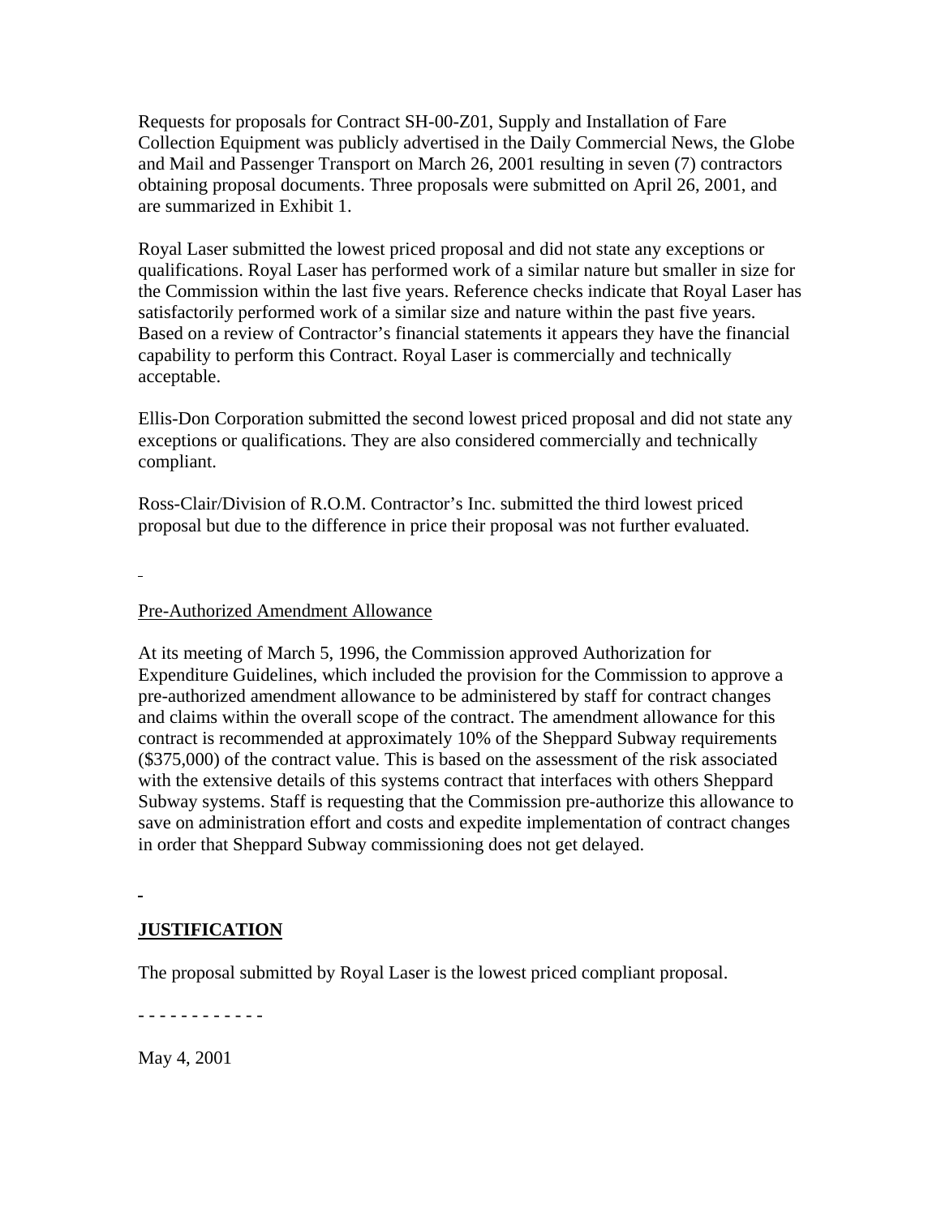Requests for proposals for Contract SH-00-Z01, Supply and Installation of Fare Collection Equipment was publicly advertised in the Daily Commercial News, the Globe and Mail and Passenger Transport on March 26, 2001 resulting in seven (7) contractors obtaining proposal documents. Three proposals were submitted on April 26, 2001, and are summarized in Exhibit 1.

Royal Laser submitted the lowest priced proposal and did not state any exceptions or qualifications. Royal Laser has performed work of a similar nature but smaller in size for the Commission within the last five years. Reference checks indicate that Royal Laser has satisfactorily performed work of a similar size and nature within the past five years. Based on a review of Contractor's financial statements it appears they have the financial capability to perform this Contract. Royal Laser is commercially and technically acceptable.

Ellis-Don Corporation submitted the second lowest priced proposal and did not state any exceptions or qualifications. They are also considered commercially and technically compliant.

Ross-Clair/Division of R.O.M. Contractor's Inc. submitted the third lowest priced proposal but due to the difference in price their proposal was not further evaluated.

## Pre-Authorized Amendment Allowance

At its meeting of March 5, 1996, the Commission approved Authorization for Expenditure Guidelines, which included the provision for the Commission to approve a pre-authorized amendment allowance to be administered by staff for contract changes and claims within the overall scope of the contract. The amendment allowance for this contract is recommended at approximately 10% of the Sheppard Subway requirements ($375,000) of the contract value. This is based on the assessment of the risk associated with the extensive details of this systems contract that interfaces with others Sheppard Subway systems. Staff is requesting that the Commission pre-authorize this allowance to save on administration effort and costs and expedite implementation of contract changes in order that Sheppard Subway commissioning does not get delayed.

## JUSTIFICATION

The proposal submitted by Royal Laser is the lowest priced compliant proposal.

\- - - - - - - - - - - -

May 4, 2001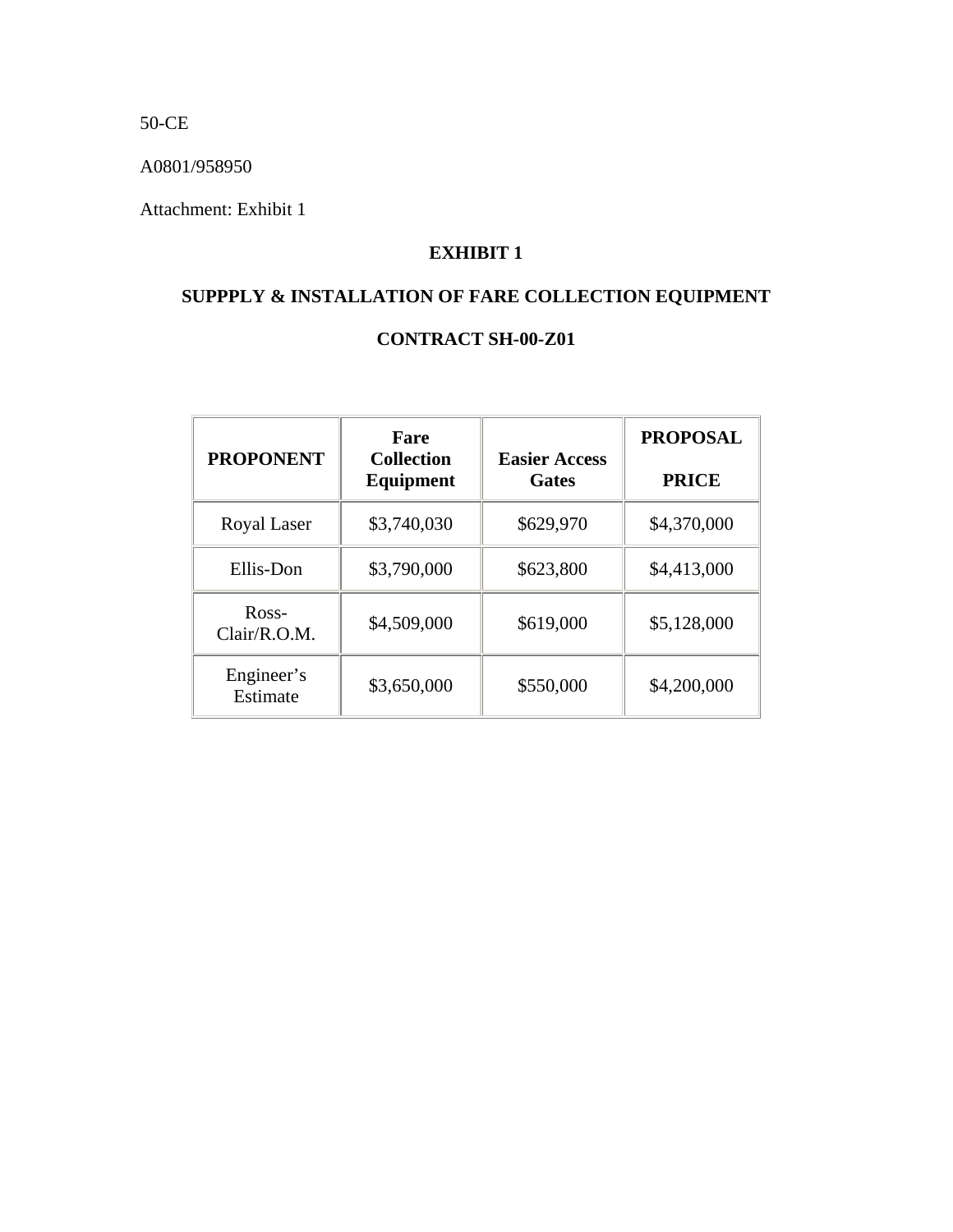50-CE

A0801/958950

Attachment: Exhibit 1

**EXHIBIT 1**

**SUPPPLY & INSTALLATION OF FARE COLLECTION EQUIPMENT**

**CONTRACT SH-00-Z01**

| PROPONENT | Fare Collection Equipment | Easier Access Gates | PROPOSAL PRICE |
|---|---|---|---|
| Royal Laser | $3,740,030 | $629,970 | $4,370,000 |
| Ellis-Don | $3,790,000 | $623,800 | $4,413,000 |
| Ross-Clair/R.O.M. | $4,509,000 | $619,000 | $5,128,000 |
| Engineer's Estimate | $3,650,000 | $550,000 | $4,200,000 |